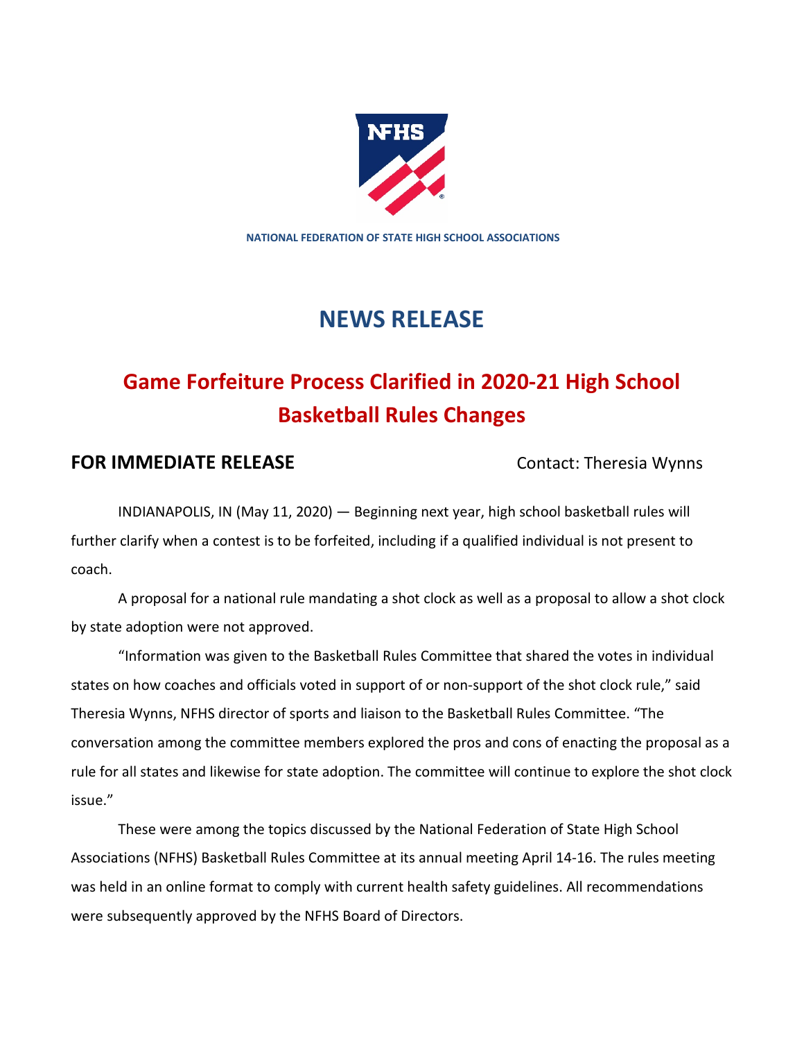NATIONAL FEDERATION OF STATE HIGH SCHOOL ASSOCIATIONS

# NEWS RELEASE

## Game Forfeiture Process Clarified in 2020-21 High School Basketball Rules Changes

**FOR IMMEDIATE RELEASE** Contact: Theresia Wynns

INDIANAPOLIS, IN (May 11, 2020) — Beginning next year, high school basketball rules will further clarify when a contest is to be forfeited, including if a qualified individual is not present to coach.

A proposal for a national rule mandating a shot clock as well as a proposal to allow a shot clock by state adoption were not approved.

"Information was given to the Basketball Rules Committee that shared the votes in individual states on how coaches and officials voted in support of or non-support of the shot clock rule," said Theresia Wynns, NFHS director of sports and liaison to the Basketball Rules Committee. "The conversation among the committee members explored the pros and cons of enacting the proposal as a rule for all states and likewise for state adoption. The committee will continue to explore the shot clock issue."

These were among the topics discussed by the National Federation of State High School Associations (NFHS) Basketball Rules Committee at its annual meeting April 14-16. The rules meeting was held in an online format to comply with current health safety guidelines. All recommendations were subsequently approved by the NFHS Board of Directors.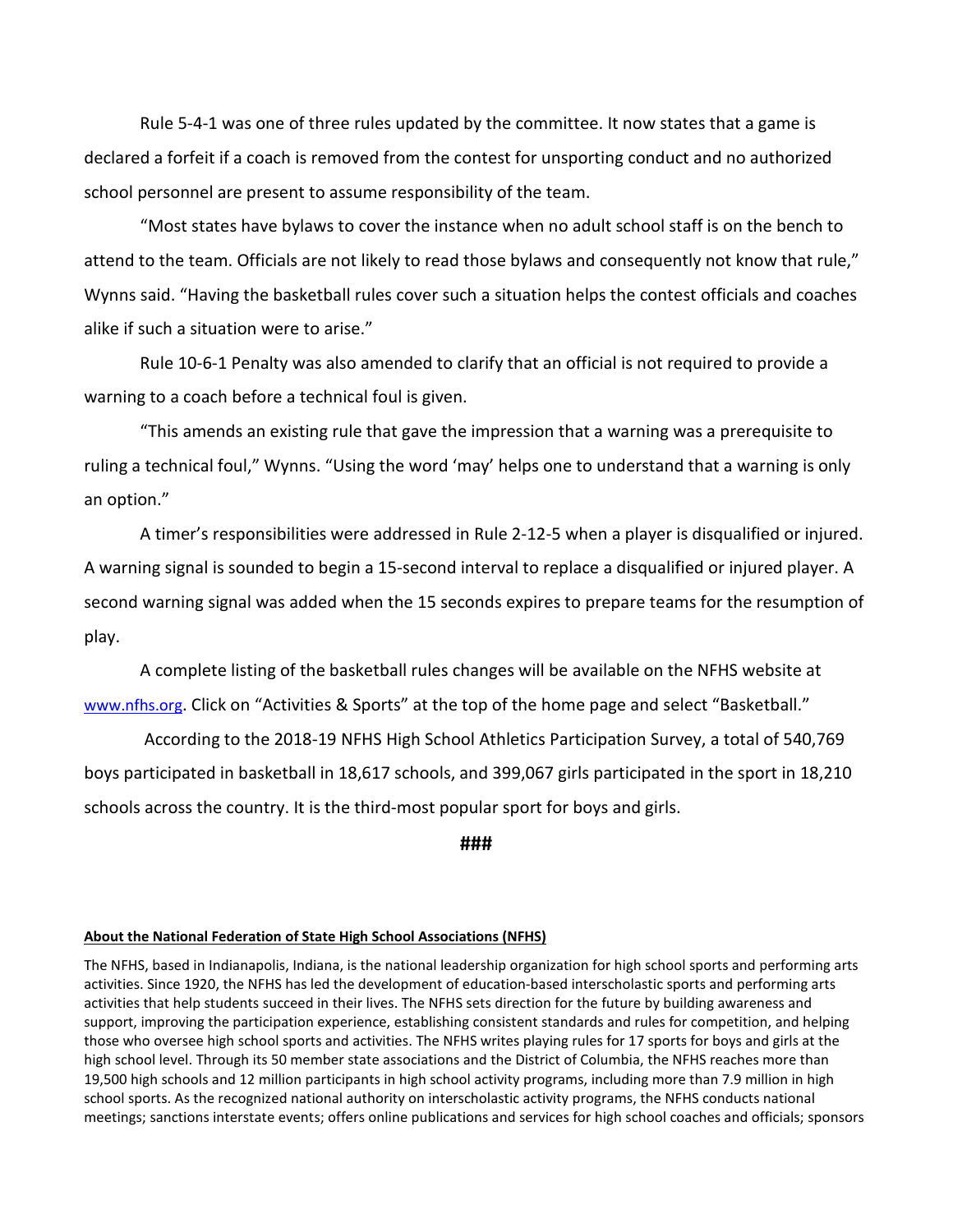Rule 5-4-1 was one of three rules updated by the committee. It now states that a game is declared a forfeit if a coach is removed from the contest for unsporting conduct and no authorized school personnel are present to assume responsibility of the team.

"Most states have bylaws to cover the instance when no adult school staff is on the bench to attend to the team. Officials are not likely to read those bylaws and consequently not know that rule," Wynns said. "Having the basketball rules cover such a situation helps the contest officials and coaches alike if such a situation were to arise."

Rule 10-6-1 Penalty was also amended to clarify that an official is not required to provide a warning to a coach before a technical foul is given.

"This amends an existing rule that gave the impression that a warning was a prerequisite to ruling a technical foul," Wynns. "Using the word 'may' helps one to understand that a warning is only an option."

A timer's responsibilities were addressed in Rule 2-12-5 when a player is disqualified or injured. A warning signal is sounded to begin a 15-second interval to replace a disqualified or injured player. A second warning signal was added when the 15 seconds expires to prepare teams for the resumption of play.

A complete listing of the basketball rules changes will be available on the NFHS website at [www.nfhs.org](http://www.nfhs.org). Click on "Activities & Sports" at the top of the home page and select "Basketball."

According to the 2018-19 NFHS High School Athletics Participation Survey, a total of 540,769 boys participated in basketball in 18,617 schools, and 399,067 girls participated in the sport in 18,210 schools across the country. It is the third-most popular sport for boys and girls.

###

**About the National Federation of State High School Associations (NFHS)**

The NFHS, based in Indianapolis, Indiana, is the national leadership organization for high school sports and performing arts activities. Since 1920, the NFHS has led the development of education-based interscholastic sports and performing arts activities that help students succeed in their lives. The NFHS sets direction for the future by building awareness and support, improving the participation experience, establishing consistent standards and rules for competition, and helping those who oversee high school sports and activities. The NFHS writes playing rules for 17 sports for boys and girls at the high school level. Through its 50 member state associations and the District of Columbia, the NFHS reaches more than 19,500 high schools and 12 million participants in high school activity programs, including more than 7.9 million in high school sports. As the recognized national authority on interscholastic activity programs, the NFHS conducts national meetings; sanctions interstate events; offers online publications and services for high school coaches and officials; sponsors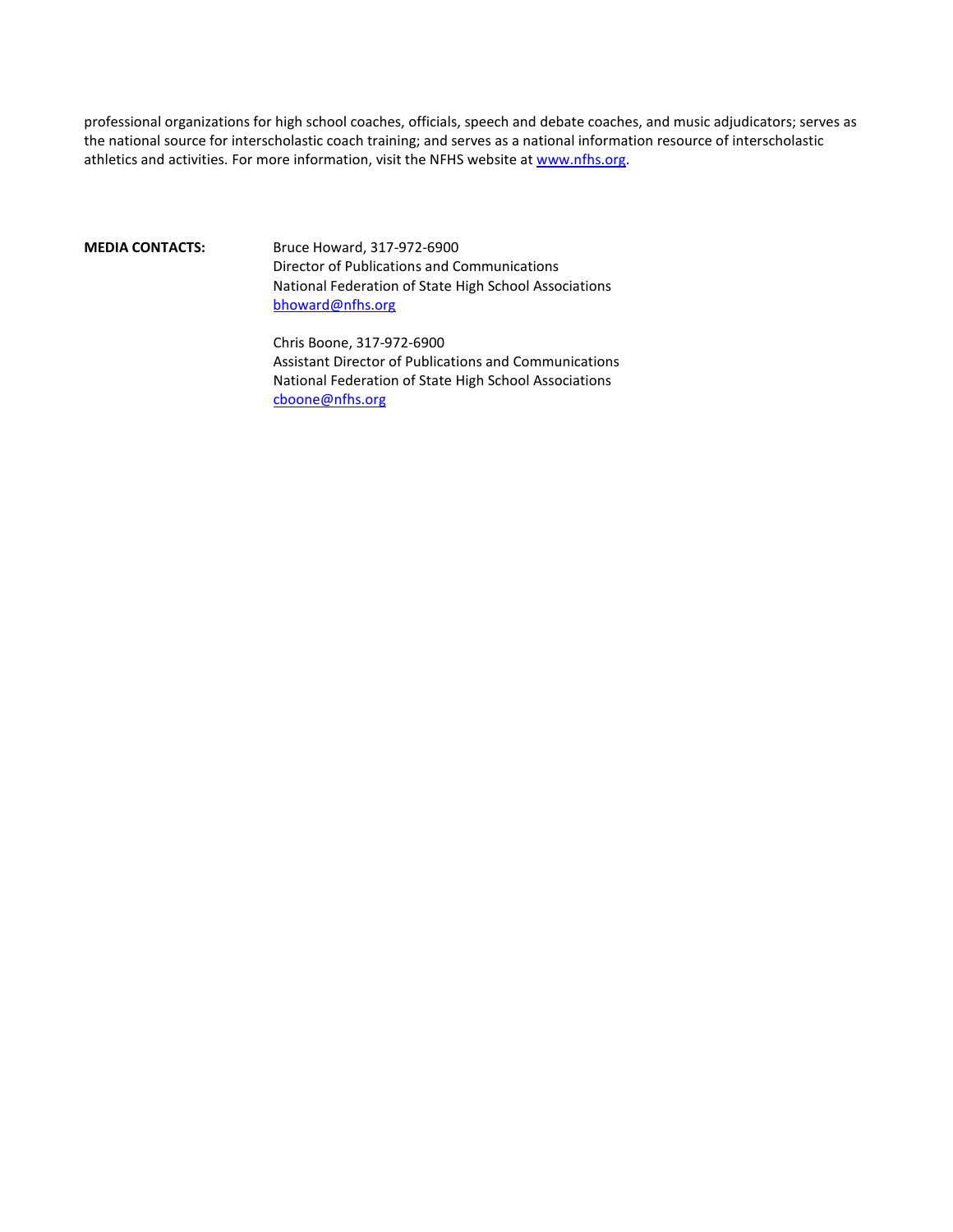professional organizations for high school coaches, officials, speech and debate coaches, and music adjudicators; serves as the national source for interscholastic coach training; and serves as a national information resource of interscholastic athletics and activities. For more information, visit the NFHS website at www.nfhs.org.

**MEDIA CONTACTS:**

Bruce Howard, 317-972-6900
Director of Publications and Communications
National Federation of State High School Associations
bhoward@nfhs.org

Chris Boone, 317-972-6900
Assistant Director of Publications and Communications
National Federation of State High School Associations
cboone@nfhs.org